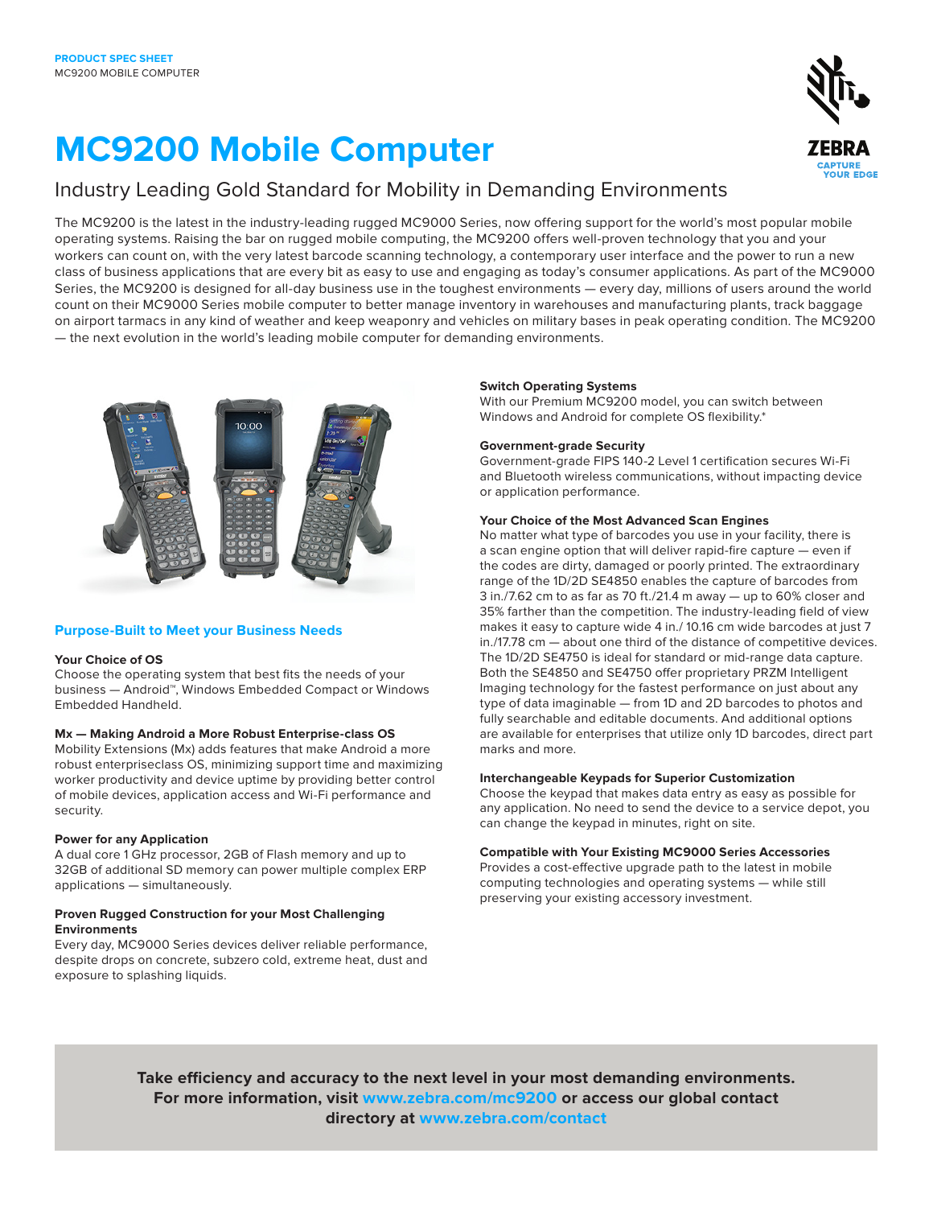PRODUCT SPEC SHEET
MC9200 MOBILE COMPUTER

# MC9200 Mobile Computer

## Industry Leading Gold Standard for Mobility in Demanding Environments

The MC9200 is the latest in the industry-leading rugged MC9000 Series, now offering support for the world's most popular mobile operating systems. Raising the bar on rugged mobile computing, the MC9200 offers well-proven technology that you and your workers can count on, with the very latest barcode scanning technology, a contemporary user interface and the power to run a new class of business applications that are every bit as easy to use and engaging as today's consumer applications. As part of the MC9000 Series, the MC9200 is designed for all-day business use in the toughest environments — every day, millions of users around the world count on their MC9000 Series mobile computer to better manage inventory in warehouses and manufacturing plants, track baggage on airport tarmacs in any kind of weather and keep weaponry and vehicles on military bases in peak operating condition. The MC9200 — the next evolution in the world's leading mobile computer for demanding environments.

## Purpose-Built to Meet your Business Needs

### Your Choice of OS

Choose the operating system that best fits the needs of your business — Android™, Windows Embedded Compact or Windows Embedded Handheld.

### Mx — Making Android a More Robust Enterprise-class OS

Mobility Extensions (Mx) adds features that make Android a more robust enterpriseclass OS, minimizing support time and maximizing worker productivity and device uptime by providing better control of mobile devices, application access and Wi-Fi performance and security.

### Power for any Application

A dual core 1 GHz processor, 2GB of Flash memory and up to 32GB of additional SD memory can power multiple complex ERP applications — simultaneously.

### Proven Rugged Construction for your Most Challenging Environments

Every day, MC9000 Series devices deliver reliable performance, despite drops on concrete, subzero cold, extreme heat, dust and exposure to splashing liquids.

### Switch Operating Systems

With our Premium MC9200 model, you can switch between Windows and Android for complete OS flexibility.*

### Government-grade Security

Government-grade FIPS 140-2 Level 1 certification secures Wi-Fi and Bluetooth wireless communications, without impacting device or application performance.

### Your Choice of the Most Advanced Scan Engines

No matter what type of barcodes you use in your facility, there is a scan engine option that will deliver rapid-fire capture — even if the codes are dirty, damaged or poorly printed. The extraordinary range of the 1D/2D SE4850 enables the capture of barcodes from 3 in./7.62 cm to as far as 70 ft./21.4 m away — up to 60% closer and 35% farther than the competition. The industry-leading field of view makes it easy to capture wide 4 in./ 10.16 cm wide barcodes at just 7 in./17.78 cm — about one third of the distance of competitive devices. The 1D/2D SE4750 is ideal for standard or mid-range data capture. Both the SE4850 and SE4750 offer proprietary PRZM Intelligent Imaging technology for the fastest performance on just about any type of data imaginable — from 1D and 2D barcodes to photos and fully searchable and editable documents. And additional options are available for enterprises that utilize only 1D barcodes, direct part marks and more.

### Interchangeable Keypads for Superior Customization

Choose the keypad that makes data entry as easy as possible for any application. No need to send the device to a service depot, you can change the keypad in minutes, right on site.

### Compatible with Your Existing MC9000 Series Accessories

Provides a cost-effective upgrade path to the latest in mobile computing technologies and operating systems — while still preserving your existing accessory investment.

**Take efficiency and accuracy to the next level in your most demanding environments. For more information, visit www.zebra.com/mc9200 or access our global contact directory at www.zebra.com/contact**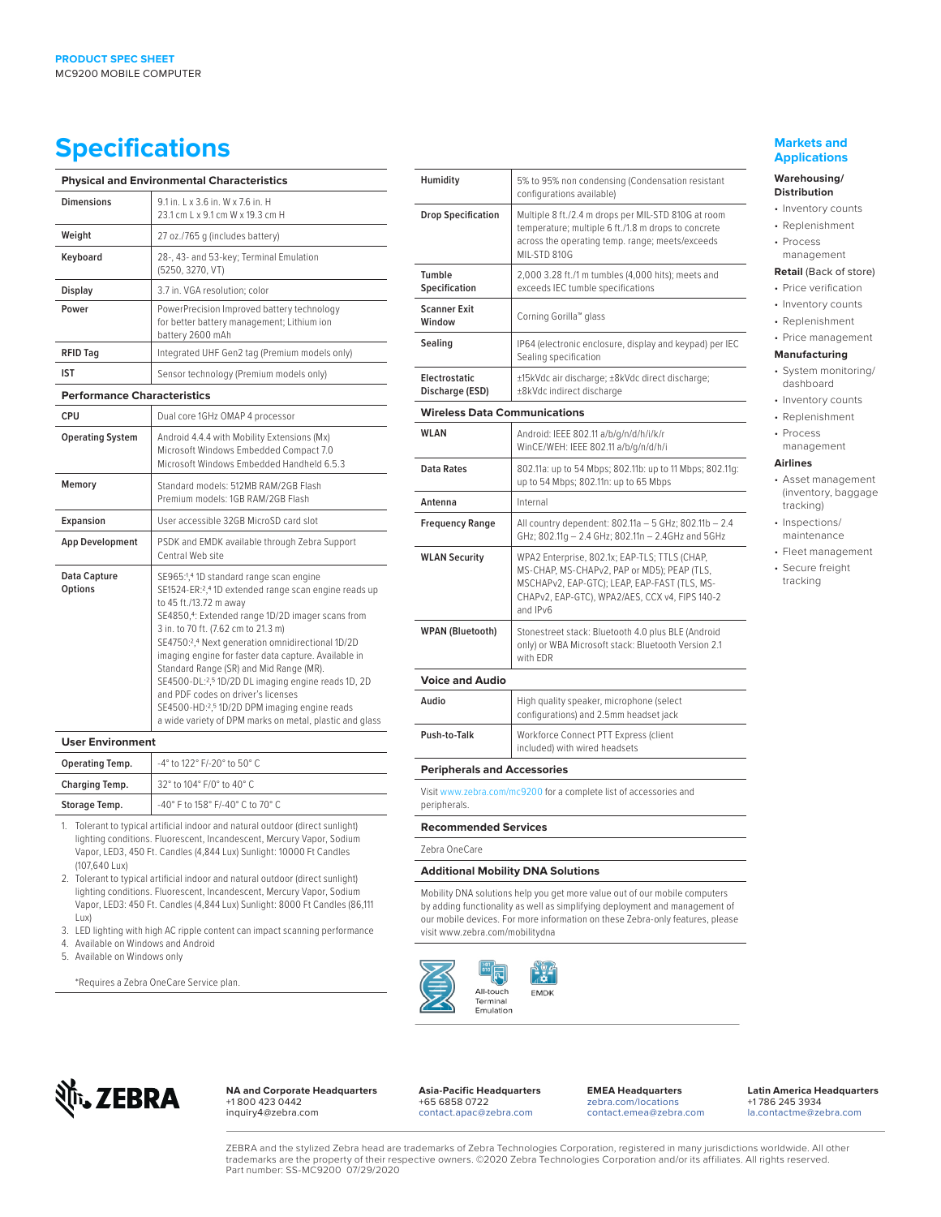# Specifications

| Physical and Environmental Characteristics | |
|---|---|
| Dimensions | 9.1 in. L x 3.6 in. W x 7.6 in. H<br>23.1 cm L x 9.1 cm W x 19.3 cm H |
| Weight | 27 oz./765 g (includes battery) |
| Keyboard | 28-, 43- and 53-key; Terminal Emulation (5250, 3270, VT) |
| Display | 3.7 in. VGA resolution; color |
| Power | PowerPrecision Improved battery technology for better battery management; Lithium ion battery 2600 mAh |
| RFID Tag | Integrated UHF Gen2 tag (Premium models only) |
| IST | Sensor technology (Premium models only) |
| **Performance Characteristics** | |
| CPU | Dual core 1GHz OMAP 4 processor |
| Operating System | Android 4.4.4 with Mobility Extensions (Mx)<br>Microsoft Windows Embedded Compact 7.0<br>Microsoft Windows Embedded Handheld 6.5.3 |
| Memory | Standard models: 512MB RAM/2GB Flash<br>Premium models: 1GB RAM/2GB Flash |
| Expansion | User accessible 32GB MicroSD card slot |
| App Development | PSDK and EMDK available through Zebra Support Central Web site |
| Data Capture Options | SE965:[1,4] 1D standard range scan engine<br>SE1524-ER:[2,4] 1D extended range scan engine reads up to 45 ft./13.72 m away<br>SE4850,[4]: Extended range 1D/2D imager scans from 3 in. to 70 ft. (7.62 cm to 21.3 m)<br>SE4750:[2,4] Next generation omnidirectional 1D/2D imaging engine for faster data capture. Available in Standard Range (SR) and Mid Range (MR).<br>SE4500-DL:[2,5] 1D/2D DL imaging engine reads 1D, 2D and PDF codes on driver's licenses<br>SE4500-HD:[2,5] 1D/2D DPM imaging engine reads a wide variety of DPM marks on metal, plastic and glass |
| **User Environment** | |
| Operating Temp. | -4° to 122° F/-20° to 50° C |
| Charging Temp. | 32° to 104° F/0° to 40° C |
| Storage Temp. | -40° F to 158° F/-40° C to 70° C |
| Humidity | 5% to 95% non condensing (Condensation resistant configurations available) |
| Drop Specification | Multiple 8 ft./2.4 m drops per MIL-STD 810G at room temperature; multiple 6 ft./1.8 m drops to concrete across the operating temp. range; meets/exceeds MIL-STD 810G |
| Tumble Specification | 2,000 3.28 ft./1 m tumbles (4,000 hits); meets and exceeds IEC tumble specifications |
| Scanner Exit Window | Corning Gorilla™ glass |
| Sealing | IP64 (electronic enclosure, display and keypad) per IEC Sealing specification |
| Electrostatic Discharge (ESD) | ±15kVdc air discharge; ±8kVdc direct discharge; ±8kVdc indirect discharge |
| **Wireless Data Communications** | |
| WLAN | Android: IEEE 802.11 a/b/g/n/d/h/i/k/r<br>WinCE/WEH: IEEE 802.11 a/b/g/n/d/h/i |
| Data Rates | 802.11a: up to 54 Mbps; 802.11b: up to 11 Mbps; 802.11g: up to 54 Mbps; 802.11n: up to 65 Mbps |
| Antenna | Internal |
| Frequency Range | All country dependent: 802.11a – 5 GHz; 802.11b – 2.4 GHz; 802.11g – 2.4 GHz; 802.11n – 2.4GHz and 5GHz |
| WLAN Security | WPA2 Enterprise, 802.1x; EAP-TLS; TTLS (CHAP, MS-CHAP, MS-CHAPv2, PAP or MD5); PEAP (TLS, MSCHAPv2, EAP-GTC); LEAP, EAP-FAST (TLS, MS-CHAPv2, EAP-GTC), WPA2/AES, CCX v4, FIPS 140-2 and IPv6 |
| WPAN (Bluetooth) | Stonestreet stack: Bluetooth 4.0 plus BLE (Android only) or WBA Microsoft stack: Bluetooth Version 2.1 with EDR |
| **Voice and Audio** | |
| Audio | High quality speaker, microphone (select configurations) and 2.5mm headset jack |
| Push-to-Talk | Workforce Connect PTT Express (client included) with wired headsets |

1. Tolerant to typical artificial indoor and natural outdoor (direct sunlight) lighting conditions. Fluorescent, Incandescent, Mercury Vapor, Sodium Vapor, LED3, 450 Ft. Candles (4,844 Lux) Sunlight: 10000 Ft Candles (107,640 Lux)
2. Tolerant to typical artificial indoor and natural outdoor (direct sunlight) lighting conditions. Fluorescent, Incandescent, Mercury Vapor, Sodium Vapor, LED3: 450 Ft. Candles (4,844 Lux) Sunlight: 8000 Ft Candles (86,111 Lux)
3. LED lighting with high AC ripple content can impact scanning performance
4. Available on Windows and Android
5. Available on Windows only

*Requires a Zebra OneCare Service plan.

### Peripherals and Accessories

Visit www.zebra.com/mc9200 for a complete list of accessories and peripherals.

### Recommended Services

Zebra OneCare

### Additional Mobility DNA Solutions

Mobility DNA solutions help you get more value out of our mobile computers by adding functionality as well as simplifying deployment and management of our mobile devices. For more information on these Zebra-only features, please visit www.zebra.com/mobilitydna

All-touch Terminal Emulation

EMDK

## Markets and Applications

**Warehousing/ Distribution**
- Inventory counts
- Replenishment
- Process management

**Retail** (Back of store)
- Price verification
- Inventory counts
- Replenishment
- Price management

**Manufacturing**
- System monitoring/ dashboard
- Inventory counts
- Replenishment
- Process management

**Airlines**
- Asset management (inventory, baggage tracking)
- Inspections/ maintenance
- Fleet management
- Secure freight tracking

**NA and Corporate Headquarters**
+1 800 423 0442
inquiry4@zebra.com

**Asia-Pacific Headquarters**
+65 6858 0722
contact.apac@zebra.com

**EMEA Headquarters**
zebra.com/locations
contact.emea@zebra.com

**Latin America Headquarters**
+1 786 245 3934
la.contactme@zebra.com

ZEBRA and the stylized Zebra head are trademarks of Zebra Technologies Corporation, registered in many jurisdictions worldwide. All other trademarks are the property of their respective owners. ©2020 Zebra Technologies Corporation and/or its affiliates. All rights reserved.
Part number: SS-MC9200 07/29/2020